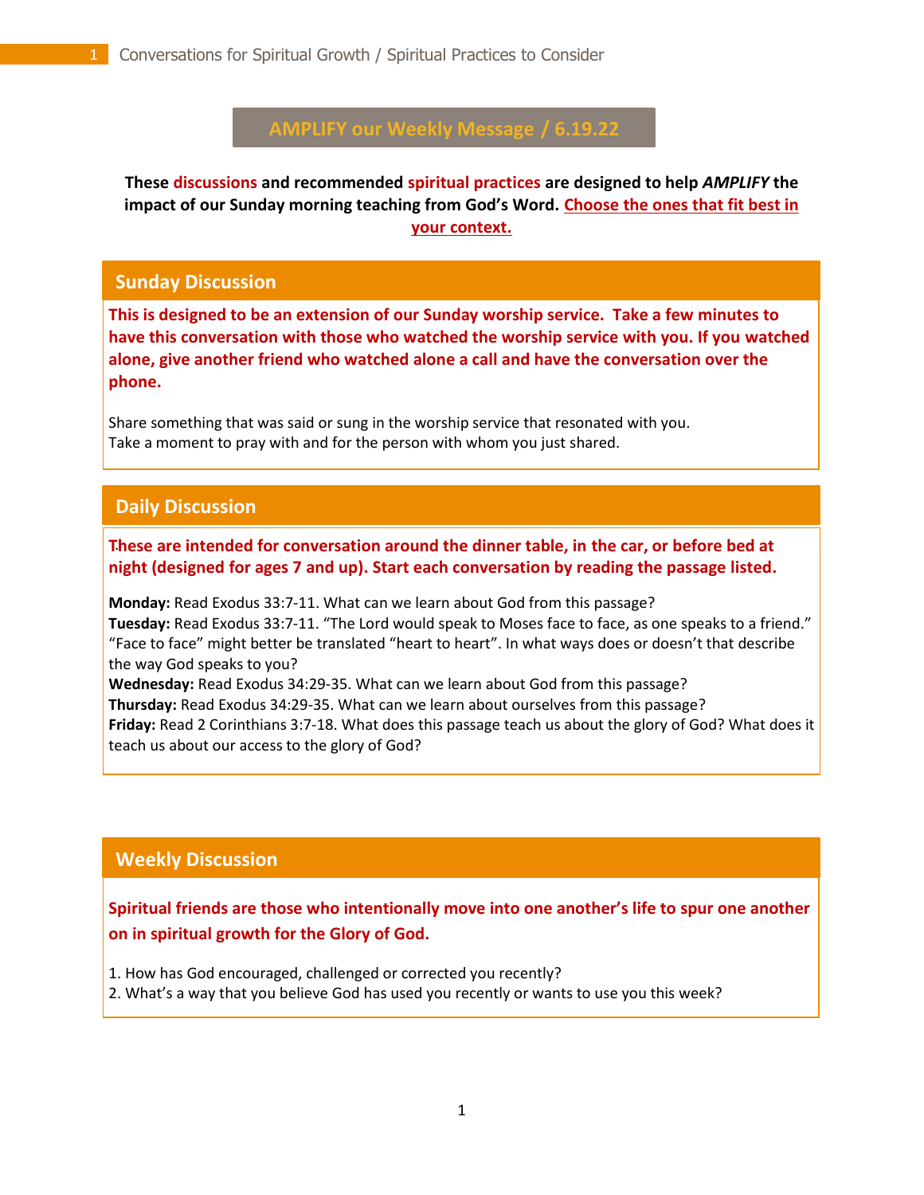# AMPLIFY our Weekly Message / 6.19.22

**These discussions and recommended spiritual practices are designed to help *AMPLIFY* the impact of our Sunday morning teaching from God's Word. Choose the ones that fit best in your context.**

## Sunday Discussion

**This is designed to be an extension of our Sunday worship service. Take a few minutes to have this conversation with those who watched the worship service with you. If you watched alone, give another friend who watched alone a call and have the conversation over the phone.**

Share something that was said or sung in the worship service that resonated with you.
Take a moment to pray with and for the person with whom you just shared.

## Daily Discussion

**These are intended for conversation around the dinner table, in the car, or before bed at night (designed for ages 7 and up). Start each conversation by reading the passage listed.**

**Monday:** Read Exodus 33:7-11. What can we learn about God from this passage?
**Tuesday:** Read Exodus 33:7-11. "The Lord would speak to Moses face to face, as one speaks to a friend." "Face to face" might better be translated "heart to heart". In what ways does or doesn't that describe the way God speaks to you?
**Wednesday:** Read Exodus 34:29-35. What can we learn about God from this passage?
**Thursday:** Read Exodus 34:29-35. What can we learn about ourselves from this passage?
**Friday:** Read 2 Corinthians 3:7-18. What does this passage teach us about the glory of God? What does it teach us about our access to the glory of God?

## Weekly Discussion

**Spiritual friends are those who intentionally move into one another's life to spur one another on in spiritual growth for the Glory of God.**

1. How has God encouraged, challenged or corrected you recently?
2. What's a way that you believe God has used you recently or wants to use you this week?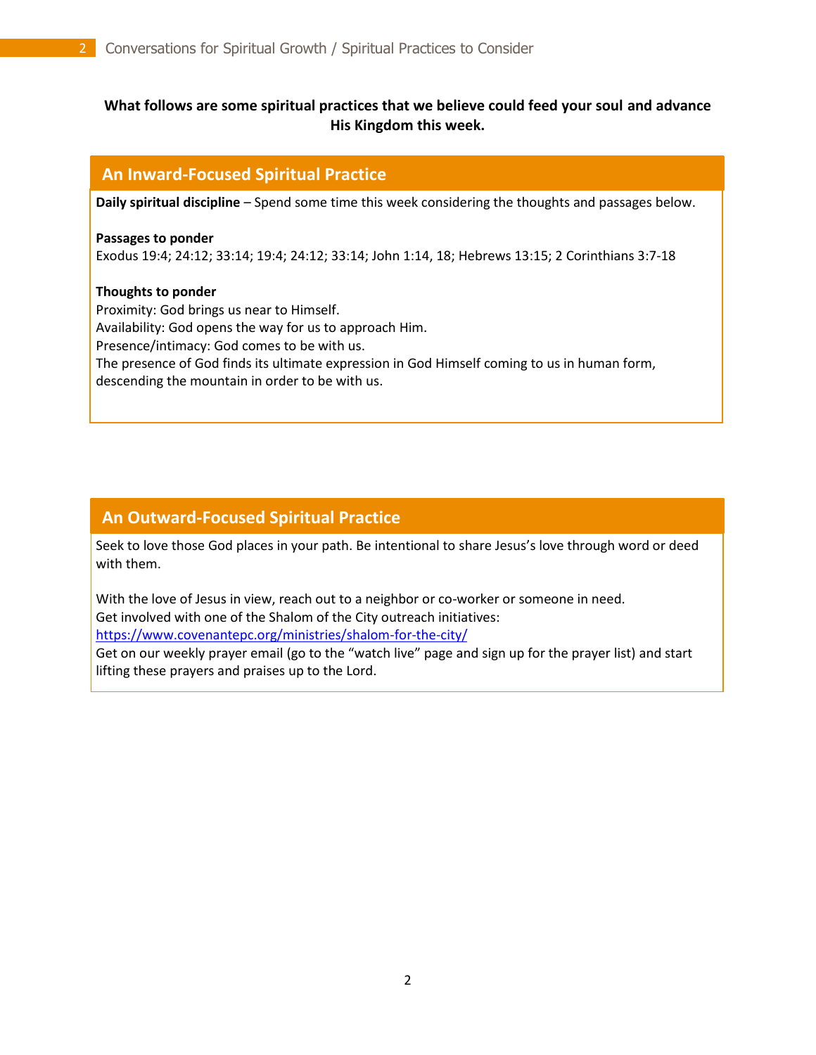**What follows are some spiritual practices that we believe could feed your soul and advance His Kingdom this week.**

## An Inward-Focused Spiritual Practice

**Daily spiritual discipline** – Spend some time this week considering the thoughts and passages below.

**Passages to ponder**
Exodus 19:4; 24:12; 33:14; 19:4; 24:12; 33:14; John 1:14, 18; Hebrews 13:15; 2 Corinthians 3:7-18

**Thoughts to ponder**
Proximity: God brings us near to Himself.
Availability: God opens the way for us to approach Him.
Presence/intimacy: God comes to be with us.
The presence of God finds its ultimate expression in God Himself coming to us in human form, descending the mountain in order to be with us.

## An Outward-Focused Spiritual Practice

Seek to love those God places in your path. Be intentional to share Jesus's love through word or deed with them.

With the love of Jesus in view, reach out to a neighbor or co-worker or someone in need.
Get involved with one of the Shalom of the City outreach initiatives:
https://www.covenantepc.org/ministries/shalom-for-the-city/
Get on our weekly prayer email (go to the "watch live" page and sign up for the prayer list) and start lifting these prayers and praises up to the Lord.